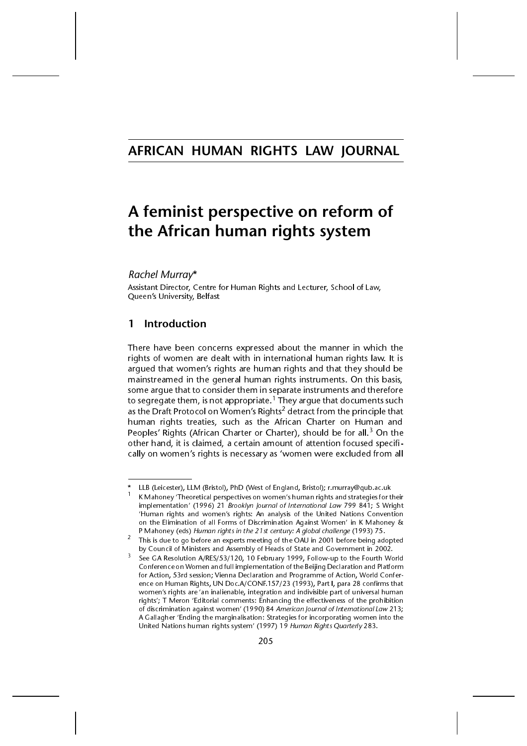AFRICAN HUMAN RIGHTS LAW JOURNAL

# A feminist perspective on reform of the African human rights system

*Rachel Murray\**

Assistant Director, Centre for Human Rights and Lecturer, School of Law, Queen's University, Belfast

## 1 Introduction

There have been concerns expressed about the manner in which the rights of women are dealt with in international human rights law. It is argued that women's rights are human rights and that they should be mainstreamed in the general human rights instruments. On this basis, some argue that to consider them in separate instruments and therefore to segregate them, is not appropriate.[1] They argue that documents such as the Draft Protocol on Women's Rights[2] detract from the principle that human rights treaties, such as the African Charter on Human and Peoples' Rights (African Charter or Charter), should be for all.[3] On the other hand, it is claimed, a certain amount of attention focused specifically on women's rights is necessary as 'women were excluded from all

---

\* LLB (Leicester), LLM (Bristol), PhD (West of England, Bristol); r.murray@qub.ac.uk

[1] K Mahoney 'Theoretical perspectives on women's human rights and strategies for their implementation' (1996) 21 *Brooklyn Journal of International Law* 799 841; S Wright 'Human rights and women's rights: An analysis of the United Nations Convention on the Elimination of all Forms of Discrimination Against Women' in K Mahoney & P Mahoney (eds) *Human rights in the 21st century: A global challenge* (1993) 75.

[2] This is due to go before an experts meeting of the OAU in 2001 before being adopted by Council of Ministers and Assembly of Heads of State and Government in 2002.

[3] See GA Resolution A/RES/53/120, 10 February 1999, Follow-up to the Fourth World Conference on Women and full implementation of the Beijing Declaration and Platform for Action, 53rd session; Vienna Declaration and Programme of Action, World Conference on Human Rights, UN Doc.A/CONF.157/23 (1993), Part I, para 28 confirms that women's rights are 'an inalienable, integration and indivisible part of universal human rights'; T Meron 'Editorial comments: Enhancing the effectiveness of the prohibition of discrimination against women' (1990) 84 *American Journal of International Law* 213; A Gallagher 'Ending the marginalisation: Strategies for incorporating women into the United Nations human rights system' (1997) 19 *Human Rights Quarterly* 283.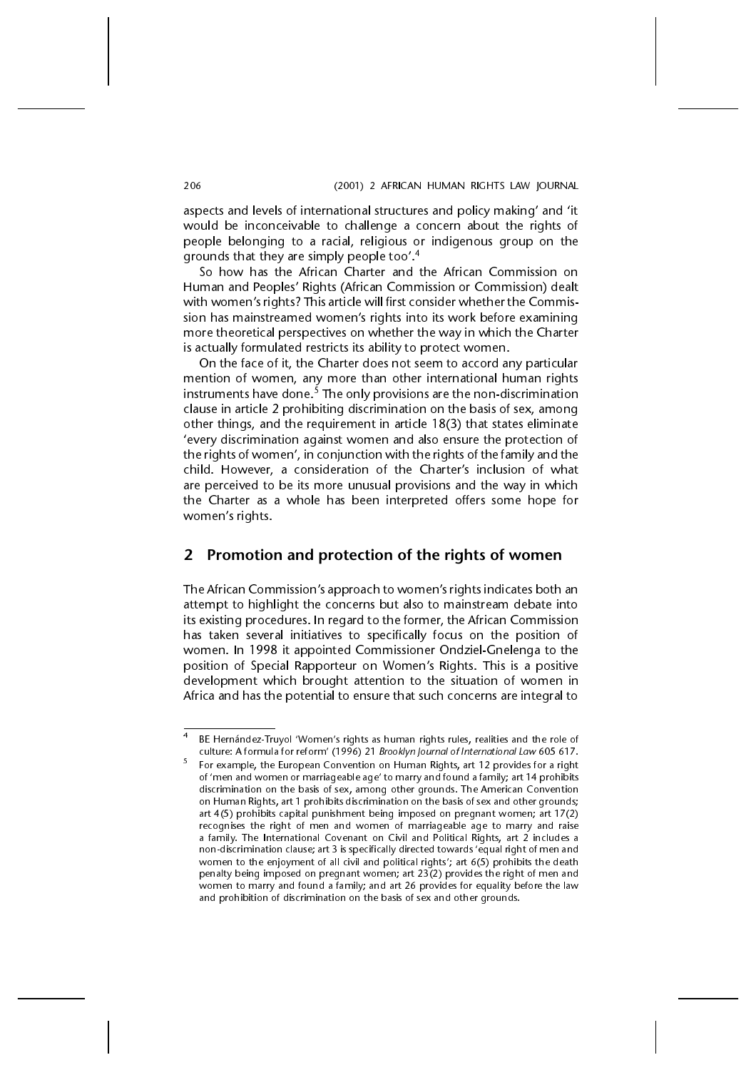aspects and levels of international structures and policy making' and 'it would be inconceivable to challenge a concern about the rights of people belonging to a racial, religious or indigenous group on the grounds that they are simply people too'.[4]

So how has the African Charter and the African Commission on Human and Peoples' Rights (African Commission or Commission) dealt with women's rights? This article will first consider whether the Commission has mainstreamed women's rights into its work before examining more theoretical perspectives on whether the way in which the Charter is actually formulated restricts its ability to protect women.

On the face of it, the Charter does not seem to accord any particular mention of women, any more than other international human rights instruments have done.[5] The only provisions are the non-discrimination clause in article 2 prohibiting discrimination on the basis of sex, among other things, and the requirement in article 18(3) that states eliminate 'every discrimination against women and also ensure the protection of the rights of women', in conjunction with the rights of the family and the child. However, a consideration of the Charter's inclusion of what are perceived to be its more unusual provisions and the way in which the Charter as a whole has been interpreted offers some hope for women's rights.

## 2 Promotion and protection of the rights of women

The African Commission's approach to women's rights indicates both an attempt to highlight the concerns but also to mainstream debate into its existing procedures. In regard to the former, the African Commission has taken several initiatives to specifically focus on the position of women. In 1998 it appointed Commissioner Ondziel-Gnelenga to the position of Special Rapporteur on Women's Rights. This is a positive development which brought attention to the situation of women in Africa and has the potential to ensure that such concerns are integral to

---

[4] BE Hernández-Truyol 'Women's rights as human rights rules, realities and the role of culture: A formula for reform' (1996) 21 *Brooklyn Journal of International Law* 605 617.

[5] For example, the European Convention on Human Rights, art 12 provides for a right of 'men and women or marriageable age' to marry and found a family; art 14 prohibits discrimination on the basis of sex, among other grounds. The American Convention on Human Rights, art 1 prohibits discrimination on the basis of sex and other grounds; art 4(5) prohibits capital punishment being imposed on pregnant women; art 17(2) recognises the right of men and women of marriageable age to marry and raise a family. The International Covenant on Civil and Political Rights, art 2 includes a non-discrimination clause; art 3 is specifically directed towards 'equal right of men and women to the enjoyment of all civil and political rights'; art 6(5) prohibits the death penalty being imposed on pregnant women; art 23(2) provides the right of men and women to marry and found a family; and art 26 provides for equality before the law and prohibition of discrimination on the basis of sex and other grounds.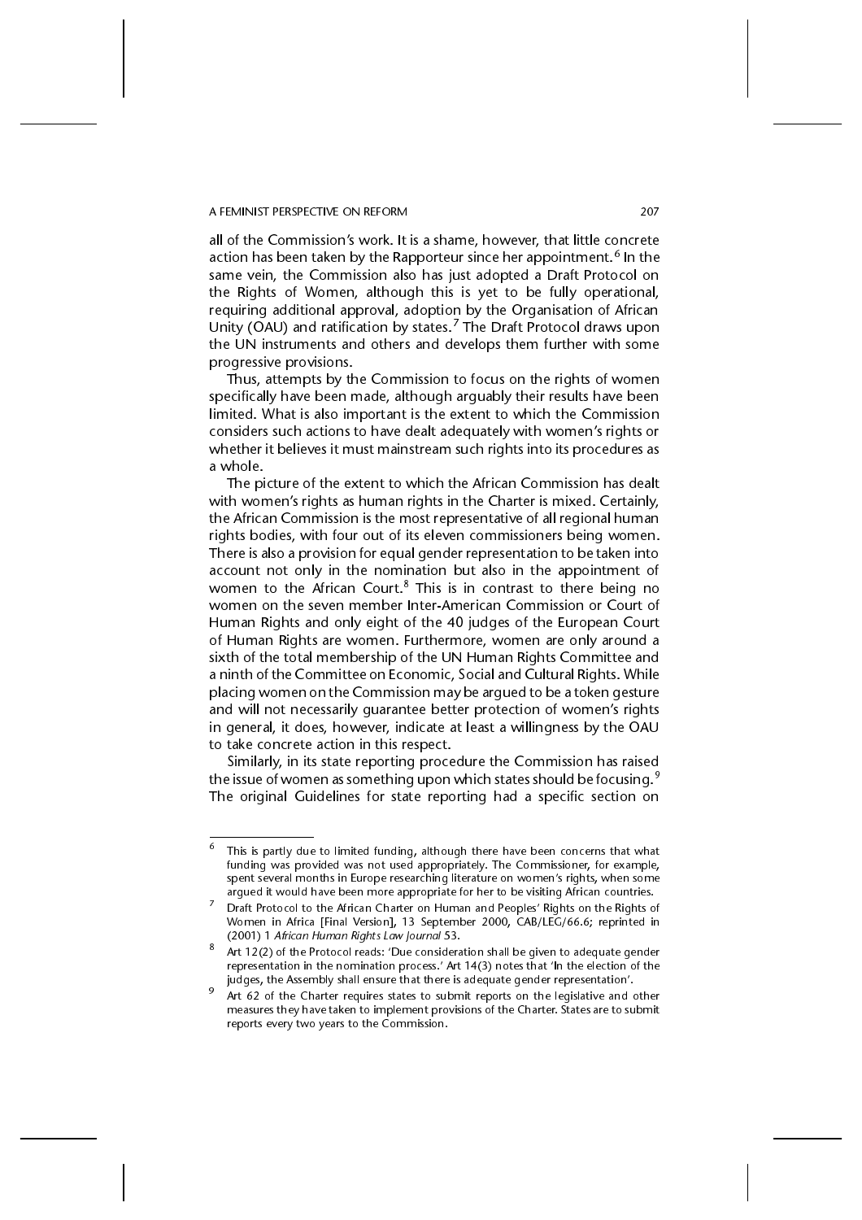all of the Commission's work. It is a shame, however, that little concrete action has been taken by the Rapporteur since her appointment.[6] In the same vein, the Commission also has just adopted a Draft Protocol on the Rights of Women, although this is yet to be fully operational, requiring additional approval, adoption by the Organisation of African Unity (OAU) and ratification by states.[7] The Draft Protocol draws upon the UN instruments and others and develops them further with some progressive provisions.

Thus, attempts by the Commission to focus on the rights of women specifically have been made, although arguably their results have been limited. What is also important is the extent to which the Commission considers such actions to have dealt adequately with women's rights or whether it believes it must mainstream such rights into its procedures as a whole.

The picture of the extent to which the African Commission has dealt with women's rights as human rights in the Charter is mixed. Certainly, the African Commission is the most representative of all regional human rights bodies, with four out of its eleven commissioners being women. There is also a provision for equal gender representation to be taken into account not only in the nomination but also in the appointment of women to the African Court.[8] This is in contrast to there being no women on the seven member Inter-American Commission or Court of Human Rights and only eight of the 40 judges of the European Court of Human Rights are women. Furthermore, women are only around a sixth of the total membership of the UN Human Rights Committee and a ninth of the Committee on Economic, Social and Cultural Rights. While placing women on the Commission may be argued to be a token gesture and will not necessarily guarantee better protection of women's rights in general, it does, however, indicate at least a willingness by the OAU to take concrete action in this respect.

Similarly, in its state reporting procedure the Commission has raised the issue of women as something upon which states should be focusing.[9] The original Guidelines for state reporting had a specific section on

---

[6] This is partly due to limited funding, although there have been concerns that what funding was provided was not used appropriately. The Commissioner, for example, spent several months in Europe researching literature on women's rights, when some argued it would have been more appropriate for her to be visiting African countries.

[7] Draft Protocol to the African Charter on Human and Peoples' Rights on the Rights of Women in Africa [Final Version], 13 September 2000, CAB/LEG/66.6; reprinted in (2001) 1 *African Human Rights Law Journal* 53.

[8] Art 12(2) of the Protocol reads: 'Due consideration shall be given to adequate gender representation in the nomination process.' Art 14(3) notes that 'In the election of the judges, the Assembly shall ensure that there is adequate gender representation'.

[9] Art 62 of the Charter requires states to submit reports on the legislative and other measures they have taken to implement provisions of the Charter. States are to submit reports every two years to the Commission.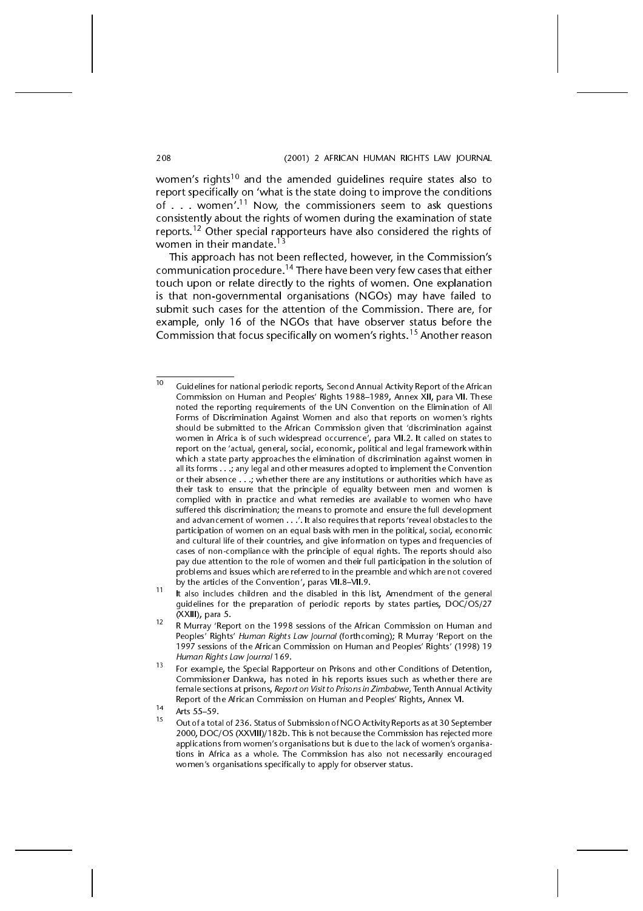women's rights[10] and the amended guidelines require states also to report specifically on 'what is the state doing to improve the conditions of . . . women'.[11] Now, the commissioners seem to ask questions consistently about the rights of women during the examination of state reports.[12] Other special rapporteurs have also considered the rights of women in their mandate.[13]

This approach has not been reflected, however, in the Commission's communication procedure.[14] There have been very few cases that either touch upon or relate directly to the rights of women. One explanation is that non-governmental organisations (NGOs) may have failed to submit such cases for the attention of the Commission. There are, for example, only 16 of the NGOs that have observer status before the Commission that focus specifically on women's rights.[15] Another reason

---

[10] Guidelines for national periodic reports, Second Annual Activity Report of the African Commission on Human and Peoples' Rights 1988–1989, Annex XII, para VII. These noted the reporting requirements of the UN Convention on the Elimination of All Forms of Discrimination Against Women and also that reports on women's rights should be submitted to the African Commission given that 'discrimination against women in Africa is of such widespread occurrence', para VII.2. It called on states to report on the 'actual, general, social, economic, political and legal framework within which a state party approaches the elimination of discrimination against women in all its forms . . .; any legal and other measures adopted to implement the Convention or their absence . . .; whether there are any institutions or authorities which have as their task to ensure that the principle of equality between men and women is complied with in practice and what remedies are available to women who have suffered this discrimination; the means to promote and ensure the full development and advancement of women . . .'. It also requires that reports 'reveal obstacles to the participation of women on an equal basis with men in the political, social, economic and cultural life of their countries, and give information on types and frequencies of cases of non-compliance with the principle of equal rights. The reports should also pay due attention to the role of women and their full participation in the solution of problems and issues which are referred to in the preamble and which are not covered by the articles of the Convention', paras VII.8–VII.9.

[11] It also includes children and the disabled in this list, Amendment of the general guidelines for the preparation of periodic reports by states parties, DOC/OS/27 (XXIII), para 5.

[12] R Murray 'Report on the 1998 sessions of the African Commission on Human and Peoples' Rights' *Human Rights Law Journal* (forthcoming); R Murray 'Report on the 1997 sessions of the African Commission on Human and Peoples' Rights' (1998) 19 *Human Rights Law Journal* 169.

[13] For example, the Special Rapporteur on Prisons and other Conditions of Detention, Commissioner Dankwa, has noted in his reports issues such as whether there are female sections at prisons, *Report on Visit to Prisons in Zimbabwe*, Tenth Annual Activity Report of the African Commission on Human and Peoples' Rights, Annex VI.

[14] Arts 55–59.

[15] Out of a total of 236. Status of Submission of NGO Activity Reports as at 30 September 2000, DOC/OS (XXVIII)/182b. This is not because the Commission has rejected more applications from women's organisations but is due to the lack of women's organisations in Africa as a whole. The Commission has also not necessarily encouraged women's organisations specifically to apply for observer status.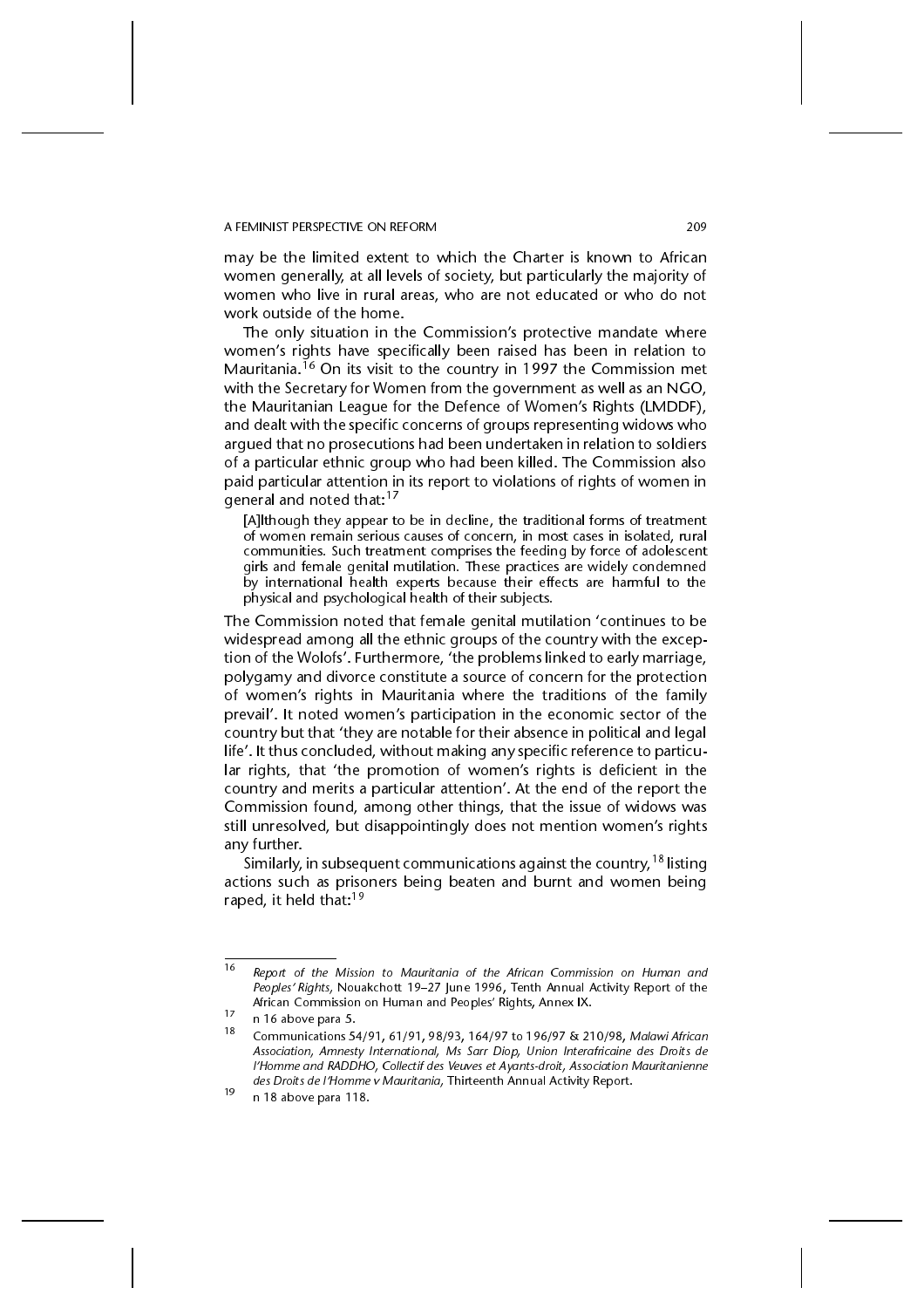may be the limited extent to which the Charter is known to African women generally, at all levels of society, but particularly the majority of women who live in rural areas, who are not educated or who do not work outside of the home.

The only situation in the Commission's protective mandate where women's rights have specifically been raised has been in relation to Mauritania.[16] On its visit to the country in 1997 the Commission met with the Secretary for Women from the government as well as an NGO, the Mauritanian League for the Defence of Women's Rights (LMDDF), and dealt with the specific concerns of groups representing widows who argued that no prosecutions had been undertaken in relation to soldiers of a particular ethnic group who had been killed. The Commission also paid particular attention in its report to violations of rights of women in general and noted that:[17]

> [A]lthough they appear to be in decline, the traditional forms of treatment of women remain serious causes of concern, in most cases in isolated, rural communities. Such treatment comprises the feeding by force of adolescent girls and female genital mutilation. These practices are widely condemned by international health experts because their effects are harmful to the physical and psychological health of their subjects.

The Commission noted that female genital mutilation 'continues to be widespread among all the ethnic groups of the country with the exception of the Wolofs'. Furthermore, 'the problems linked to early marriage, polygamy and divorce constitute a source of concern for the protection of women's rights in Mauritania where the traditions of the family prevail'. It noted women's participation in the economic sector of the country but that 'they are notable for their absence in political and legal life'. It thus concluded, without making any specific reference to particular rights, that 'the promotion of women's rights is deficient in the country and merits a particular attention'. At the end of the report the Commission found, among other things, that the issue of widows was still unresolved, but disappointingly does not mention women's rights any further.

Similarly, in subsequent communications against the country,[18] listing actions such as prisoners being beaten and burnt and women being raped, it held that:[19]

---

[16] *Report of the Mission to Mauritania of the African Commission on Human and Peoples' Rights*, Nouakchott 19–27 June 1996, Tenth Annual Activity Report of the African Commission on Human and Peoples' Rights, Annex IX.

[17] n 16 above para 5.

[18] Communications 54/91, 61/91, 98/93, 164/97 to 196/97 & 210/98, *Malawi African Association, Amnesty International, Ms Sarr Diop, Union Interafricaine des Droits de l'Homme and RADDHO, Collectif des Veuves et Ayants-droit, Association Mauritanienne des Droits de l'Homme v Mauritania*, Thirteenth Annual Activity Report.

[19] n 18 above para 118.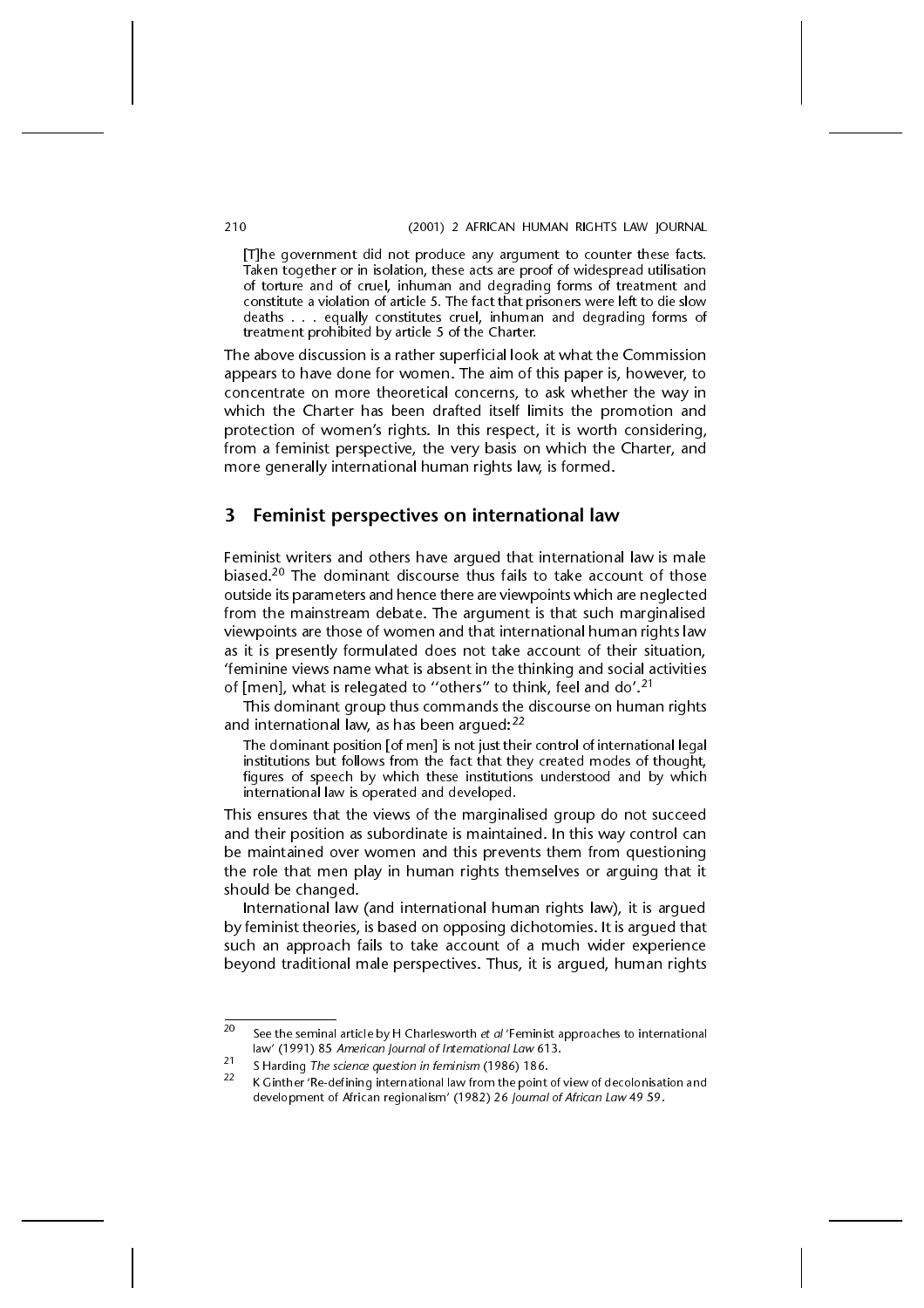> [T]he government did not produce any argument to counter these facts. Taken together or in isolation, these acts are proof of widespread utilisation of torture and of cruel, inhuman and degrading forms of treatment and constitute a violation of article 5. The fact that prisoners were left to die slow deaths . . . equally constitutes cruel, inhuman and degrading forms of treatment prohibited by article 5 of the Charter.

The above discussion is a rather superficial look at what the Commission appears to have done for women. The aim of this paper is, however, to concentrate on more theoretical concerns, to ask whether the way in which the Charter has been drafted itself limits the promotion and protection of women's rights. In this respect, it is worth considering, from a feminist perspective, the very basis on which the Charter, and more generally international human rights law, is formed.

## 3 Feminist perspectives on international law

Feminist writers and others have argued that international law is male biased.[20] The dominant discourse thus fails to take account of those outside its parameters and hence there are viewpoints which are neglected from the mainstream debate. The argument is that such marginalised viewpoints are those of women and that international human rights law as it is presently formulated does not take account of their situation, 'feminine views name what is absent in the thinking and social activities of [men], what is relegated to "others" to think, feel and do'.[21]

This dominant group thus commands the discourse on human rights and international law, as has been argued:[22]

> The dominant position [of men] is not just their control of international legal institutions but follows from the fact that they created modes of thought, figures of speech by which these institutions understood and by which international law is operated and developed.

This ensures that the views of the marginalised group do not succeed and their position as subordinate is maintained. In this way control can be maintained over women and this prevents them from questioning the role that men play in human rights themselves or arguing that it should be changed.

International law (and international human rights law), it is argued by feminist theories, is based on opposing dichotomies. It is argued that such an approach fails to take account of a much wider experience beyond traditional male perspectives. Thus, it is argued, human rights

---

[20] See the seminal article by H Charlesworth *et al* 'Feminist approaches to international law' (1991) 85 *American Journal of International Law* 613.

[21] S Harding *The science question in feminism* (1986) 186.

[22] K Ginther 'Re-defining international law from the point of view of decolonisation and development of African regionalism' (1982) 26 *Journal of African Law* 49 59.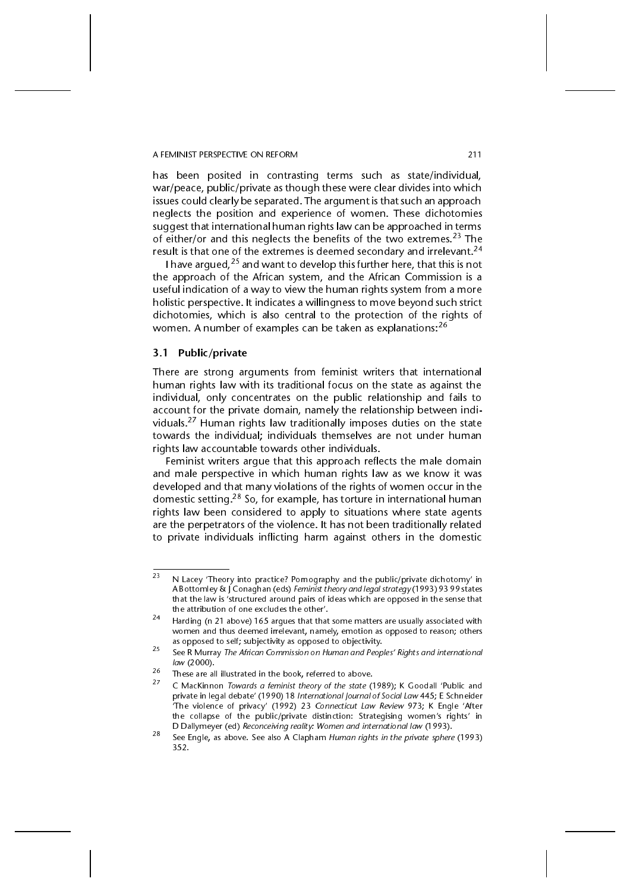has been posited in contrasting terms such as state/individual, war/peace, public/private as though these were clear divides into which issues could clearly be separated. The argument is that such an approach neglects the position and experience of women. These dichotomies suggest that international human rights law can be approached in terms of either/or and this neglects the benefits of the two extremes.[23] The result is that one of the extremes is deemed secondary and irrelevant.[24]

I have argued,[25] and want to develop this further here, that this is not the approach of the African system, and the African Commission is a useful indication of a way to view the human rights system from a more holistic perspective. It indicates a willingness to move beyond such strict dichotomies, which is also central to the protection of the rights of women. A number of examples can be taken as explanations:[26]

### 3.1 Public/private

There are strong arguments from feminist writers that international human rights law with its traditional focus on the state as against the individual, only concentrates on the public relationship and fails to account for the private domain, namely the relationship between individuals.[27] Human rights law traditionally imposes duties on the state towards the individual; individuals themselves are not under human rights law accountable towards other individuals.

Feminist writers argue that this approach reflects the male domain and male perspective in which human rights law as we know it was developed and that many violations of the rights of women occur in the domestic setting.[28] So, for example, has torture in international human rights law been considered to apply to situations where state agents are the perpetrators of the violence. It has not been traditionally related to private individuals inflicting harm against others in the domestic

---

[23] N Lacey 'Theory into practice? Pornography and the public/private dichotomy' in A Bottomley & J Conaghan (eds) *Feminist theory and legal strategy* (1993) 93 99 states that the law is 'structured around pairs of ideas which are opposed in the sense that the attribution of one excludes the other'.

[24] Harding (n 21 above) 165 argues that that some matters are usually associated with women and thus deemed irrelevant, namely, emotion as opposed to reason; others as opposed to self; subjectivity as opposed to objectivity.

[25] See R Murray *The African Commission on Human and Peoples' Rights and international law* (2000).

[26] These are all illustrated in the book, referred to above.

[27] C MacKinnon *Towards a feminist theory of the state* (1989); K Goodall 'Public and private in legal debate' (1990) 18 *International Journal of Social Law* 445; E Schneider 'The violence of privacy' (1992) 23 *Connecticut Law Review* 973; K Engle 'After the collapse of the public/private distinction: Strategising women's rights' in D Dallymeyer (ed) *Reconceiving reality: Women and international law* (1993).

[28] See Engle, as above. See also A Clapham *Human rights in the private sphere* (1993) 352.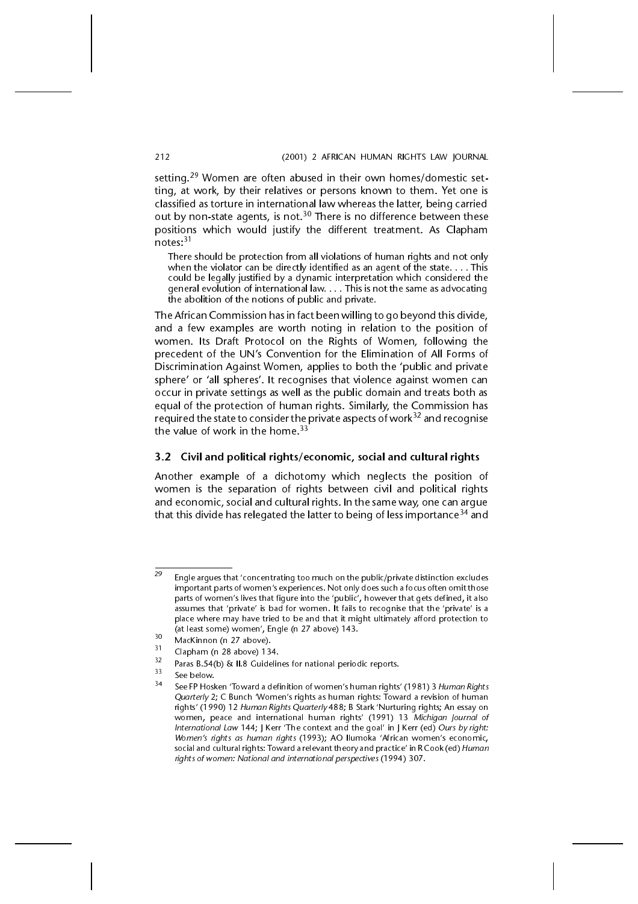setting.[29] Women are often abused in their own homes/domestic setting, at work, by their relatives or persons known to them. Yet one is classified as torture in international law whereas the latter, being carried out by non-state agents, is not.[30] There is no difference between these positions which would justify the different treatment. As Clapham notes:[31]

> There should be protection from all violations of human rights and not only when the violator can be directly identified as an agent of the state. . . . This could be legally justified by a dynamic interpretation which considered the general evolution of international law. . . . This is not the same as advocating the abolition of the notions of public and private.

The African Commission has in fact been willing to go beyond this divide, and a few examples are worth noting in relation to the position of women. Its Draft Protocol on the Rights of Women, following the precedent of the UN's Convention for the Elimination of All Forms of Discrimination Against Women, applies to both the 'public and private sphere' or 'all spheres'. It recognises that violence against women can occur in private settings as well as the public domain and treats both as equal of the protection of human rights. Similarly, the Commission has required the state to consider the private aspects of work[32] and recognise the value of work in the home.[33]

### 3.2 Civil and political rights/economic, social and cultural rights

Another example of a dichotomy which neglects the position of women is the separation of rights between civil and political rights and economic, social and cultural rights. In the same way, one can argue that this divide has relegated the latter to being of less importance[34] and

---

[29] Engle argues that 'concentrating too much on the public/private distinction excludes important parts of women's experiences. Not only does such a focus often omit those parts of women's lives that figure into the 'public', however that gets defined, it also assumes that 'private' is bad for women. It fails to recognise that the 'private' is a place where may have tried to be and that it might ultimately afford protection to (at least some) women', Engle (n 27 above) 143.

[30] MacKinnon (n 27 above).

[31] Clapham (n 28 above) 134.

[32] Paras B.54(b) & II.8 Guidelines for national periodic reports.

[33] See below.

[34] See FP Hosken 'Toward a definition of women's human rights' (1981) 3 *Human Rights Quarterly* 2; C Bunch 'Women's rights as human rights: Toward a revision of human rights' (1990) 12 *Human Rights Quarterly* 488; B Stark 'Nurturing rights; An essay on women, peace and international human rights' (1991) 13 *Michigan Journal of International Law* 144; J Kerr 'The context and the goal' in J Kerr (ed) *Ours by right: Women's rights as human rights* (1993); AO Ilumoka 'African women's economic, social and cultural rights: Toward a relevant theory and practice' in R Cook (ed) *Human rights of women: National and international perspectives* (1994) 307.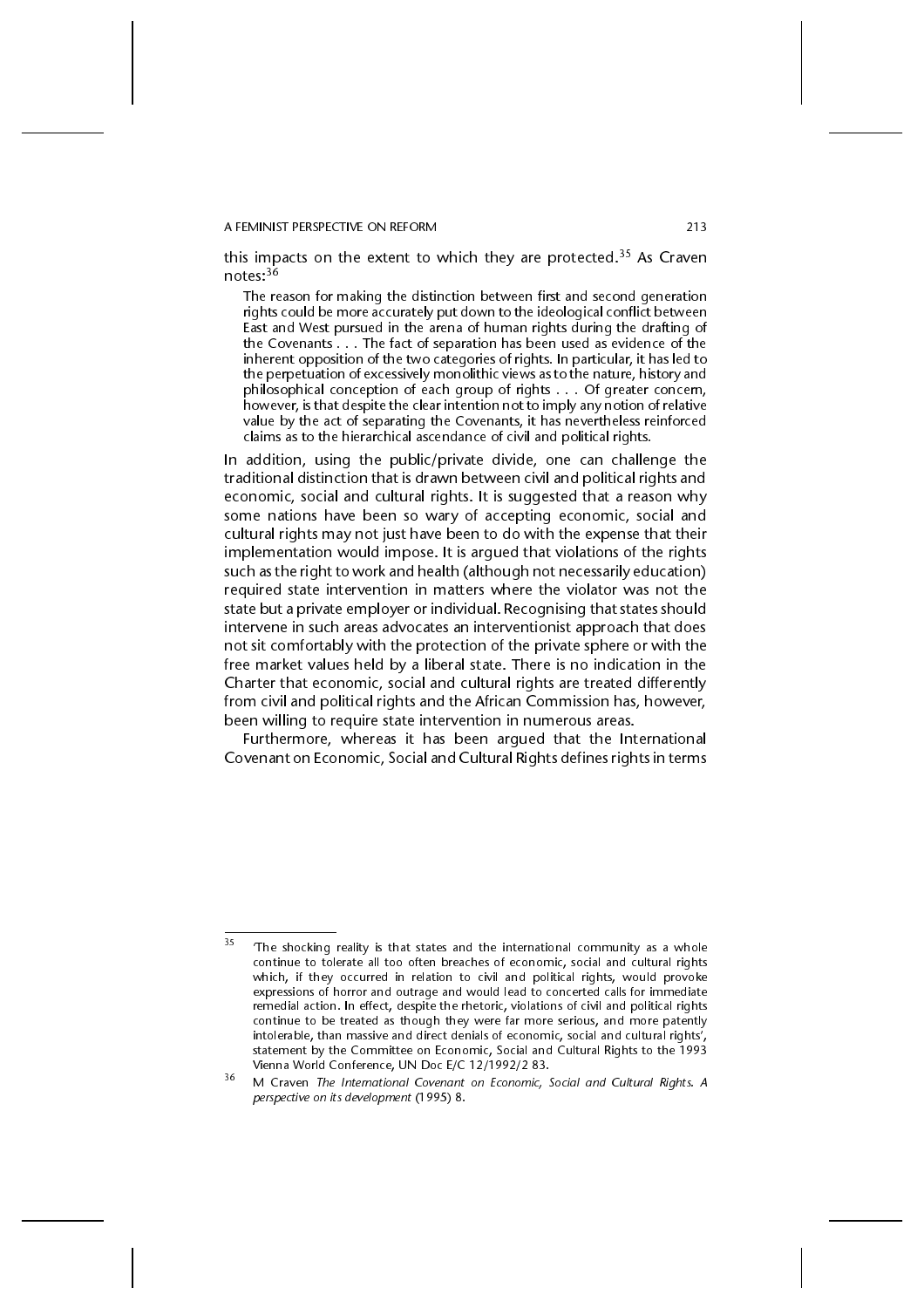this impacts on the extent to which they are protected.[35] As Craven notes:[36]

> The reason for making the distinction between first and second generation rights could be more accurately put down to the ideological conflict between East and West pursued in the arena of human rights during the drafting of the Covenants . . . The fact of separation has been used as evidence of the inherent opposition of the two categories of rights. In particular, it has led to the perpetuation of excessively monolithic views as to the nature, history and philosophical conception of each group of rights . . . Of greater concern, however, is that despite the clear intention not to imply any notion of relative value by the act of separating the Covenants, it has nevertheless reinforced claims as to the hierarchical ascendance of civil and political rights.

In addition, using the public/private divide, one can challenge the traditional distinction that is drawn between civil and political rights and economic, social and cultural rights. It is suggested that a reason why some nations have been so wary of accepting economic, social and cultural rights may not just have been to do with the expense that their implementation would impose. It is argued that violations of the rights such as the right to work and health (although not necessarily education) required state intervention in matters where the violator was not the state but a private employer or individual. Recognising that states should intervene in such areas advocates an interventionist approach that does not sit comfortably with the protection of the private sphere or with the free market values held by a liberal state. There is no indication in the Charter that economic, social and cultural rights are treated differently from civil and political rights and the African Commission has, however, been willing to require state intervention in numerous areas.

Furthermore, whereas it has been argued that the International Covenant on Economic, Social and Cultural Rights defines rights in terms

---

[35] 'The shocking reality is that states and the international community as a whole continue to tolerate all too often breaches of economic, social and cultural rights which, if they occurred in relation to civil and political rights, would provoke expressions of horror and outrage and would lead to concerted calls for immediate remedial action. In effect, despite the rhetoric, violations of civil and political rights continue to be treated as though they were far more serious, and more patently intolerable, than massive and direct denials of economic, social and cultural rights', statement by the Committee on Economic, Social and Cultural Rights to the 1993 Vienna World Conference, UN Doc E/C 12/1992/2 83.

[36] M Craven *The International Covenant on Economic, Social and Cultural Rights. A perspective on its development* (1995) 8.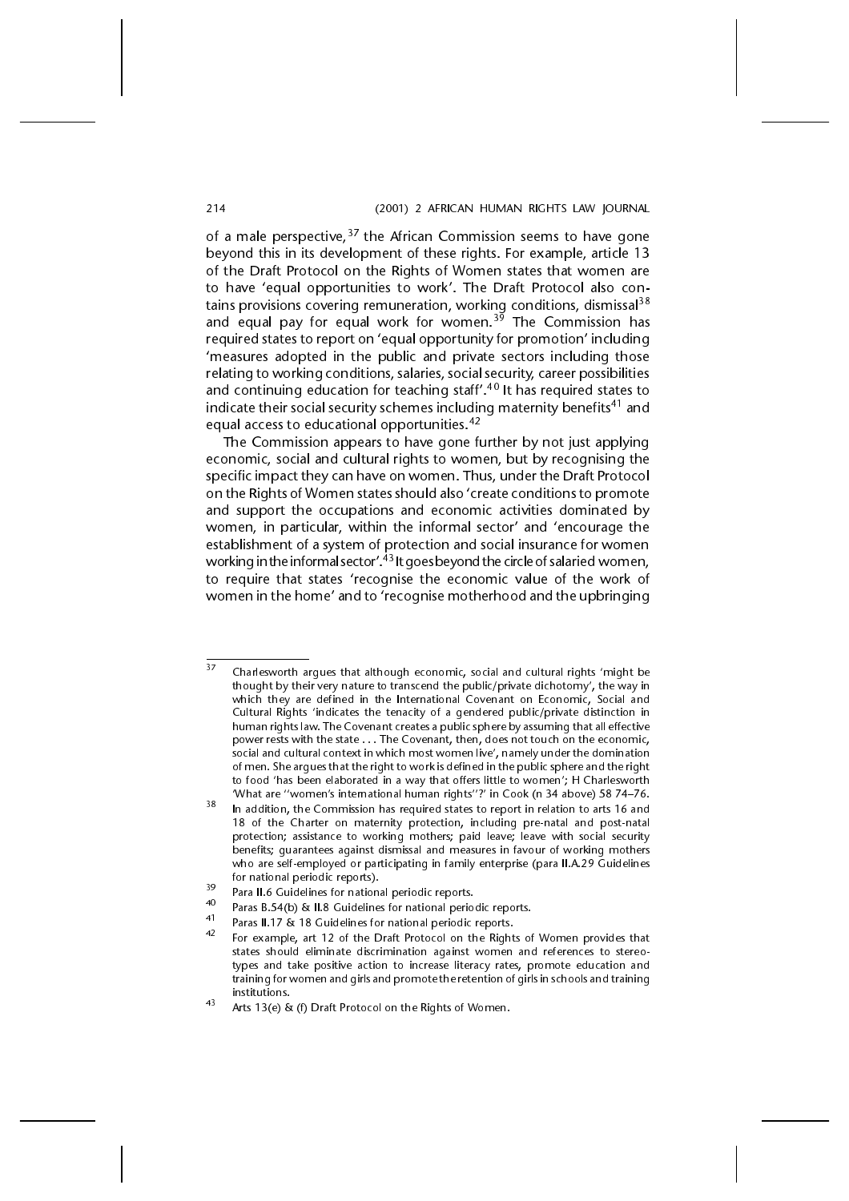of a male perspective,[37] the African Commission seems to have gone beyond this in its development of these rights. For example, article 13 of the Draft Protocol on the Rights of Women states that women are to have 'equal opportunities to work'. The Draft Protocol also contains provisions covering remuneration, working conditions, dismissal[38] and equal pay for equal work for women.[39] The Commission has required states to report on 'equal opportunity for promotion' including 'measures adopted in the public and private sectors including those relating to working conditions, salaries, social security, career possibilities and continuing education for teaching staff'.[40] It has required states to indicate their social security schemes including maternity benefits[41] and equal access to educational opportunities.[42]

The Commission appears to have gone further by not just applying economic, social and cultural rights to women, but by recognising the specific impact they can have on women. Thus, under the Draft Protocol on the Rights of Women states should also 'create conditions to promote and support the occupations and economic activities dominated by women, in particular, within the informal sector' and 'encourage the establishment of a system of protection and social insurance for women working in the informal sector'.[43] It goes beyond the circle of salaried women, to require that states 'recognise the economic value of the work of women in the home' and to 'recognise motherhood and the upbringing

---

[37] Charlesworth argues that although economic, social and cultural rights 'might be thought by their very nature to transcend the public/private dichotomy', the way in which they are defined in the International Covenant on Economic, Social and Cultural Rights 'indicates the tenacity of a gendered public/private distinction in human rights law. The Covenant creates a public sphere by assuming that all effective power rests with the state . . . The Covenant, then, does not touch on the economic, social and cultural context in which most women live', namely under the domination of men. She argues that the right to work is defined in the public sphere and the right to food 'has been elaborated in a way that offers little to women'; H Charlesworth 'What are ''women's international human rights''?' in Cook (n 34 above) 58 74–76.

[38] In addition, the Commission has required states to report in relation to arts 16 and 18 of the Charter on maternity protection, including pre-natal and post-natal protection; assistance to working mothers; paid leave; leave with social security benefits; guarantees against dismissal and measures in favour of working mothers who are self-employed or participating in family enterprise (para II.A.29 Guidelines for national periodic reports).

[39] Para II.6 Guidelines for national periodic reports.

[40] Paras B.54(b) & II.8 Guidelines for national periodic reports.

[41] Paras II.17 & 18 Guidelines for national periodic reports.

[42] For example, art 12 of the Draft Protocol on the Rights of Women provides that states should eliminate discrimination against women and references to stereotypes and take positive action to increase literacy rates, promote education and training for women and girls and promote the retention of girls in schools and training institutions.

[43] Arts 13(e) & (f) Draft Protocol on the Rights of Women.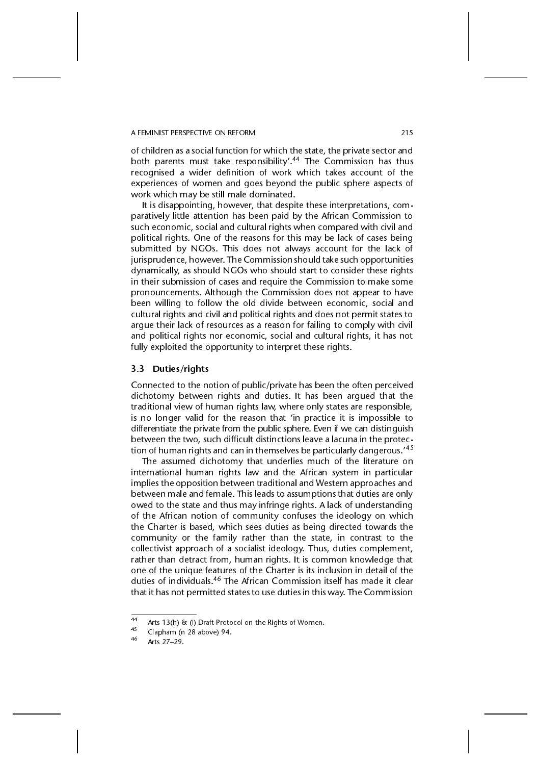of children as a social function for which the state, the private sector and both parents must take responsibility'.[44] The Commission has thus recognised a wider definition of work which takes account of the experiences of women and goes beyond the public sphere aspects of work which may be still male dominated.

It is disappointing, however, that despite these interpretations, comparatively little attention has been paid by the African Commission to such economic, social and cultural rights when compared with civil and political rights. One of the reasons for this may be lack of cases being submitted by NGOs. This does not always account for the lack of jurisprudence, however. The Commission should take such opportunities dynamically, as should NGOs who should start to consider these rights in their submission of cases and require the Commission to make some pronouncements. Although the Commission does not appear to have been willing to follow the old divide between economic, social and cultural rights and civil and political rights and does not permit states to argue their lack of resources as a reason for failing to comply with civil and political rights nor economic, social and cultural rights, it has not fully exploited the opportunity to interpret these rights.

### 3.3 Duties/rights

Connected to the notion of public/private has been the often perceived dichotomy between rights and duties. It has been argued that the traditional view of human rights law, where only states are responsible, is no longer valid for the reason that 'in practice it is impossible to differentiate the private from the public sphere. Even if we can distinguish between the two, such difficult distinctions leave a lacuna in the protection of human rights and can in themselves be particularly dangerous.'[45]

The assumed dichotomy that underlies much of the literature on international human rights law and the African system in particular implies the opposition between traditional and Western approaches and between male and female. This leads to assumptions that duties are only owed to the state and thus may infringe rights. A lack of understanding of the African notion of community confuses the ideology on which the Charter is based, which sees duties as being directed towards the community or the family rather than the state, in contrast to the collectivist approach of a socialist ideology. Thus, duties complement, rather than detract from, human rights. It is common knowledge that one of the unique features of the Charter is its inclusion in detail of the duties of individuals.[46] The African Commission itself has made it clear that it has not permitted states to use duties in this way. The Commission

---

[44] Arts 13(h) & (l) Draft Protocol on the Rights of Women.

[45] Clapham (n 28 above) 94.

[46] Arts 27–29.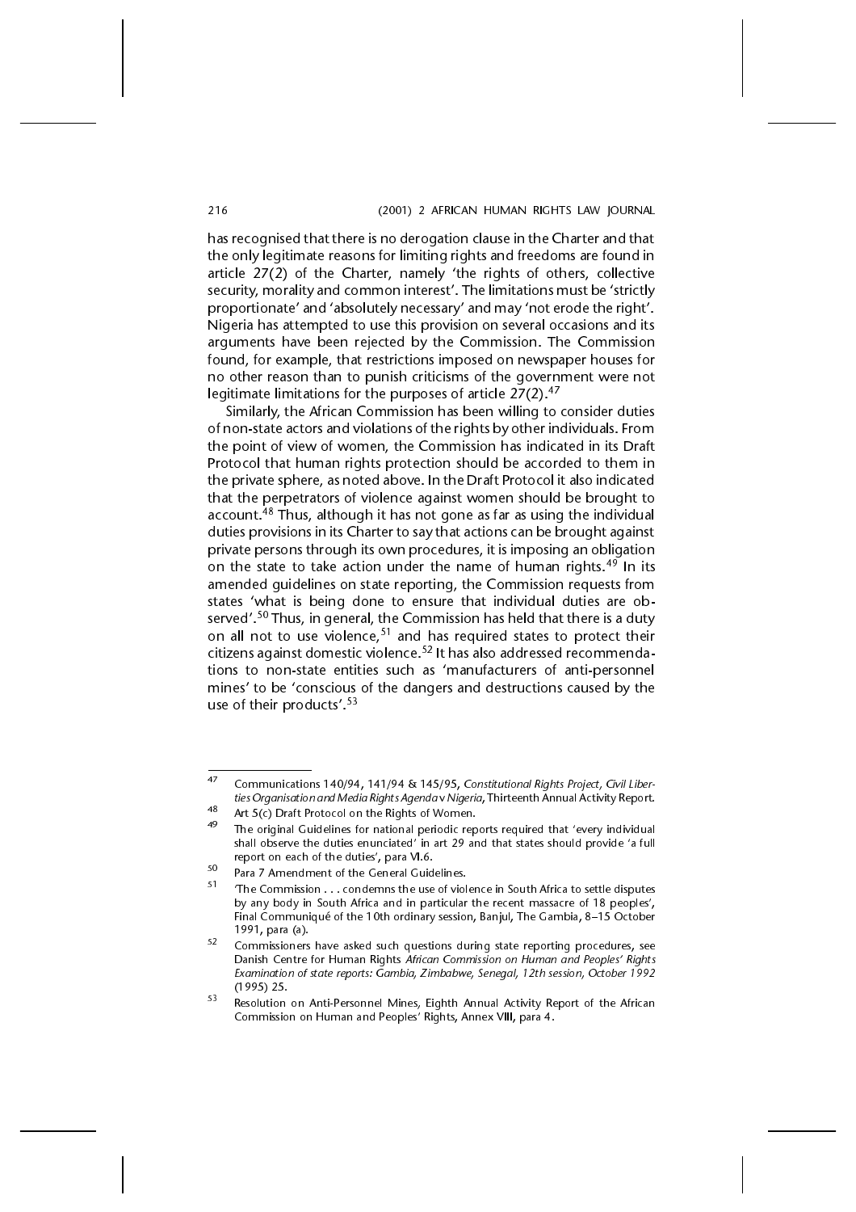has recognised that there is no derogation clause in the Charter and that the only legitimate reasons for limiting rights and freedoms are found in article 27(2) of the Charter, namely 'the rights of others, collective security, morality and common interest'. The limitations must be 'strictly proportionate' and 'absolutely necessary' and may 'not erode the right'. Nigeria has attempted to use this provision on several occasions and its arguments have been rejected by the Commission. The Commission found, for example, that restrictions imposed on newspaper houses for no other reason than to punish criticisms of the government were not legitimate limitations for the purposes of article 27(2).[47]

Similarly, the African Commission has been willing to consider duties of non-state actors and violations of the rights by other individuals. From the point of view of women, the Commission has indicated in its Draft Protocol that human rights protection should be accorded to them in the private sphere, as noted above. In the Draft Protocol it also indicated that the perpetrators of violence against women should be brought to account.[48] Thus, although it has not gone as far as using the individual duties provisions in its Charter to say that actions can be brought against private persons through its own procedures, it is imposing an obligation on the state to take action under the name of human rights.[49] In its amended guidelines on state reporting, the Commission requests from states 'what is being done to ensure that individual duties are observed'.[50] Thus, in general, the Commission has held that there is a duty on all not to use violence,[51] and has required states to protect their citizens against domestic violence.[52] It has also addressed recommendations to non-state entities such as 'manufacturers of anti-personnel mines' to be 'conscious of the dangers and destructions caused by the use of their products'.[53]

---

[47] Communications 140/94, 141/94 & 145/95, *Constitutional Rights Project, Civil Liberties Organisation and Media Rights Agenda v Nigeria*, Thirteenth Annual Activity Report.

[48] Art 5(c) Draft Protocol on the Rights of Women.

[49] The original Guidelines for national periodic reports required that 'every individual shall observe the duties enunciated' in art 29 and that states should provide 'a full report on each of the duties', para VI.6.

[50] Para 7 Amendment of the General Guidelines.

[51] 'The Commission . . . condemns the use of violence in South Africa to settle disputes by any body in South Africa and in particular the recent massacre of 18 peoples', Final Communiqué of the 10th ordinary session, Banjul, The Gambia, 8–15 October 1991, para (a).

[52] Commissioners have asked such questions during state reporting procedures, see Danish Centre for Human Rights *African Commission on Human and Peoples' Rights Examination of state reports: Gambia, Zimbabwe, Senegal, 12th session, October 1992* (1995) 25.

[53] Resolution on Anti-Personnel Mines, Eighth Annual Activity Report of the African Commission on Human and Peoples' Rights, Annex VIII, para 4.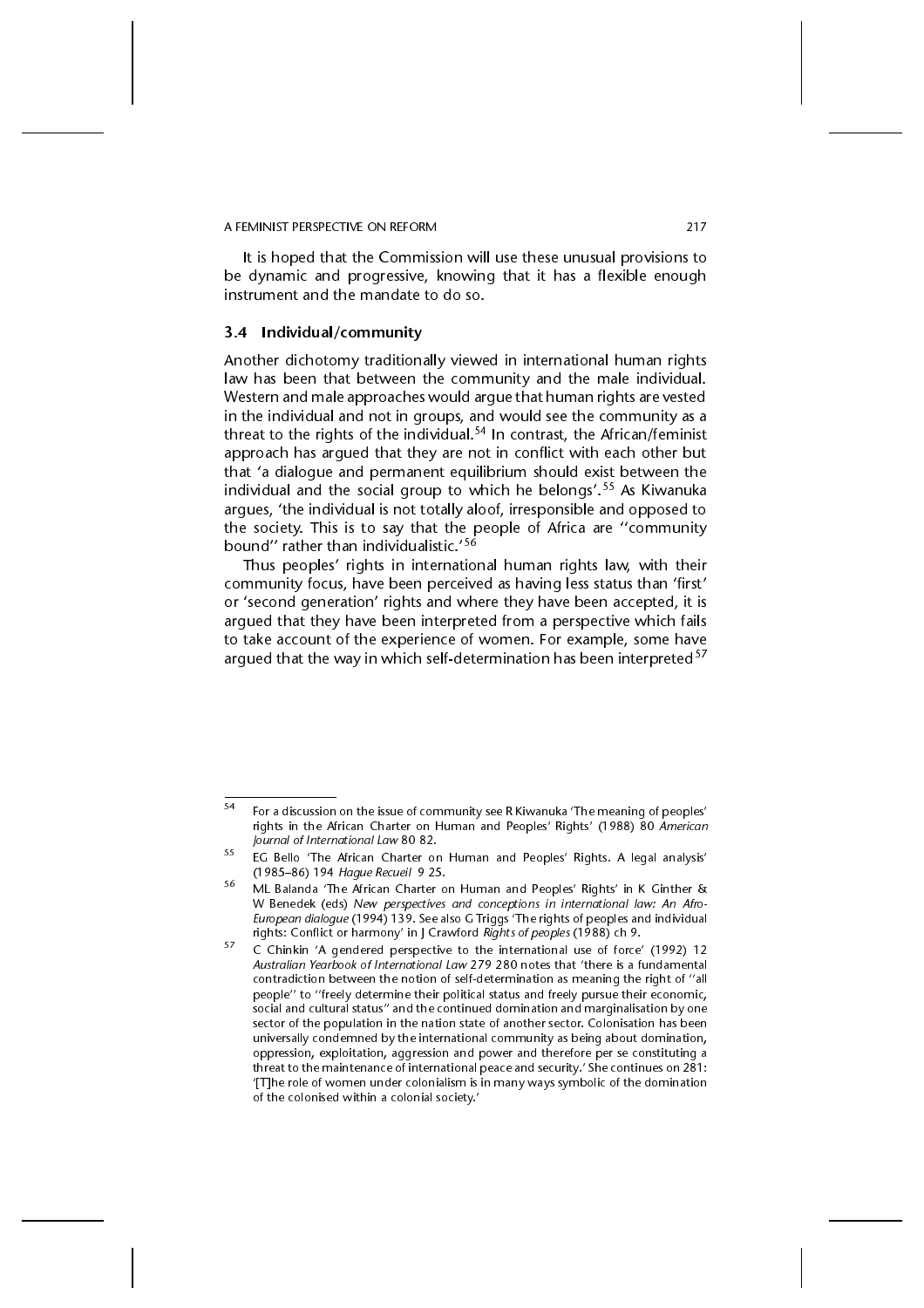It is hoped that the Commission will use these unusual provisions to be dynamic and progressive, knowing that it has a flexible enough instrument and the mandate to do so.

### 3.4 Individual/community

Another dichotomy traditionally viewed in international human rights law has been that between the community and the male individual. Western and male approaches would argue that human rights are vested in the individual and not in groups, and would see the community as a threat to the rights of the individual.[54] In contrast, the African/feminist approach has argued that they are not in conflict with each other but that 'a dialogue and permanent equilibrium should exist between the individual and the social group to which he belongs'.[55] As Kiwanuka argues, 'the individual is not totally aloof, irresponsible and opposed to the society. This is to say that the people of Africa are ''community bound'' rather than individualistic.'[56]

Thus peoples' rights in international human rights law, with their community focus, have been perceived as having less status than 'first' or 'second generation' rights and where they have been accepted, it is argued that they have been interpreted from a perspective which fails to take account of the experience of women. For example, some have argued that the way in which self-determination has been interpreted[57]

---

[54] For a discussion on the issue of community see R Kiwanuka 'The meaning of peoples' rights in the African Charter on Human and Peoples' Rights' (1988) 80 *American Journal of International Law* 80 82.

[55] EG Bello 'The African Charter on Human and Peoples' Rights. A legal analysis' (1985–86) 194 *Hague Recueil* 9 25.

[56] ML Balanda 'The African Charter on Human and Peoples' Rights' in K Ginther & W Benedek (eds) *New perspectives and conceptions in international law: An Afro-European dialogue* (1994) 139. See also G Triggs 'The rights of peoples and individual rights: Conflict or harmony' in J Crawford *Rights of peoples* (1988) ch 9.

[57] C Chinkin 'A gendered perspective to the international use of force' (1992) 12 *Australian Yearbook of International Law* 279 280 notes that 'there is a fundamental contradiction between the notion of self-determination as meaning the right of ''all people'' to ''freely determine their political status and freely pursue their economic, social and cultural status'' and the continued domination and marginalisation by one sector of the population in the nation state of another sector. Colonisation has been universally condemned by the international community as being about domination, oppression, exploitation, aggression and power and therefore per se constituting a threat to the maintenance of international peace and security.' She continues on 281: '[T]he role of women under colonialism is in many ways symbolic of the domination of the colonised within a colonial society.'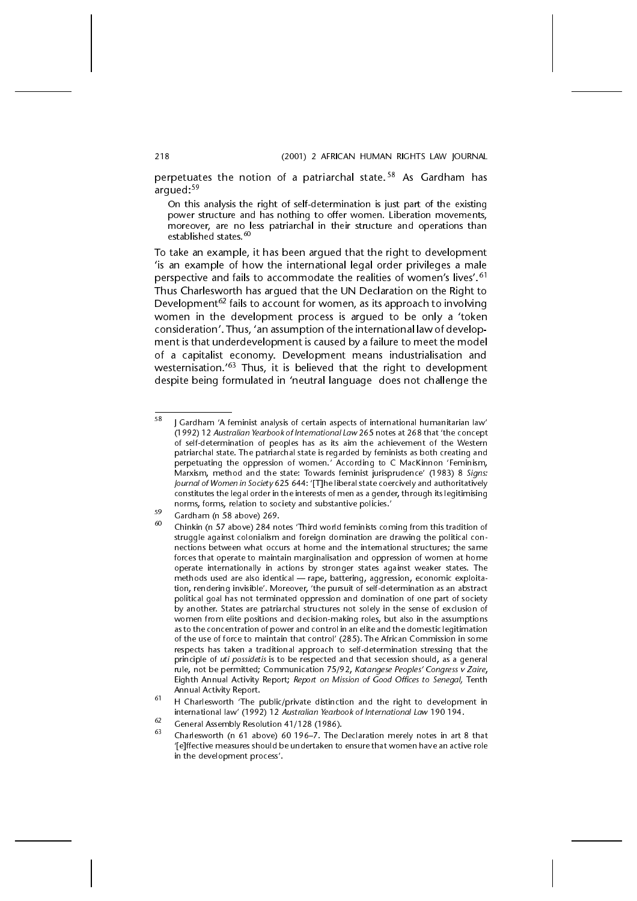perpetuates the notion of a patriarchal state.[58] As Gardham has argued:[59]

> On this analysis the right of self-determination is just part of the existing power structure and has nothing to offer women. Liberation movements, moreover, are no less patriarchal in their structure and operations than established states.[60]

To take an example, it has been argued that the right to development 'is an example of how the international legal order privileges a male perspective and fails to accommodate the realities of women's lives'.[61] Thus Charlesworth has argued that the UN Declaration on the Right to Development[62] fails to account for women, as its approach to involving women in the development process is argued to be only a 'token consideration'. Thus, 'an assumption of the international law of development is that underdevelopment is caused by a failure to meet the model of a capitalist economy. Development means industrialisation and westernisation.'[63] Thus, it is believed that the right to development despite being formulated in 'neutral language does not challenge the

---

[58] J Gardham 'A feminist analysis of certain aspects of international humanitarian law' (1992) 12 *Australian Yearbook of International Law* 265 notes at 268 that 'the concept of self-determination of peoples has as its aim the achievement of the Western patriarchal state. The patriarchal state is regarded by feminists as both creating and perpetuating the oppression of women.' According to C MacKinnon 'Feminism, Marxism, method and the state: Towards feminist jurisprudence' (1983) 8 *Signs: Journal of Women in Society* 625 644: '[T]he liberal state coercively and authoritatively constitutes the legal order in the interests of men as a gender, through its legitimising norms, forms, relation to society and substantive policies.'

[59] Gardham (n 58 above) 269.

[60] Chinkin (n 57 above) 284 notes 'Third world feminists coming from this tradition of struggle against colonialism and foreign domination are drawing the political connections between what occurs at home and the international structures; the same forces that operate to maintain marginalisation and oppression of women at home operate internationally in actions by stronger states against weaker states. The methods used are also identical — rape, battering, aggression, economic exploitation, rendering invisible'. Moreover, 'the pursuit of self-determination as an abstract political goal has not terminated oppression and domination of one part of society by another. States are patriarchal structures not solely in the sense of exclusion of women from elite positions and decision-making roles, but also in the assumptions as to the concentration of power and control in an elite and the domestic legitimation of the use of force to maintain that control' (285). The African Commission in some respects has taken a traditional approach to self-determination stressing that the principle of *uti possidetis* is to be respected and that secession should, as a general rule, not be permitted; Communication 75/92, *Katangese Peoples' Congress v Zaire*, Eighth Annual Activity Report; *Report on Mission of Good Offices to Senegal,* Tenth Annual Activity Report.

[61] H Charlesworth 'The public/private distinction and the right to development in international law' (1992) 12 *Australian Yearbook of International Law* 190 194.

[62] General Assembly Resolution 41/128 (1986).

[63] Charlesworth (n 61 above) 60 196–7. The Declaration merely notes in art 8 that '[e]ffective measures should be undertaken to ensure that women have an active role in the development process'.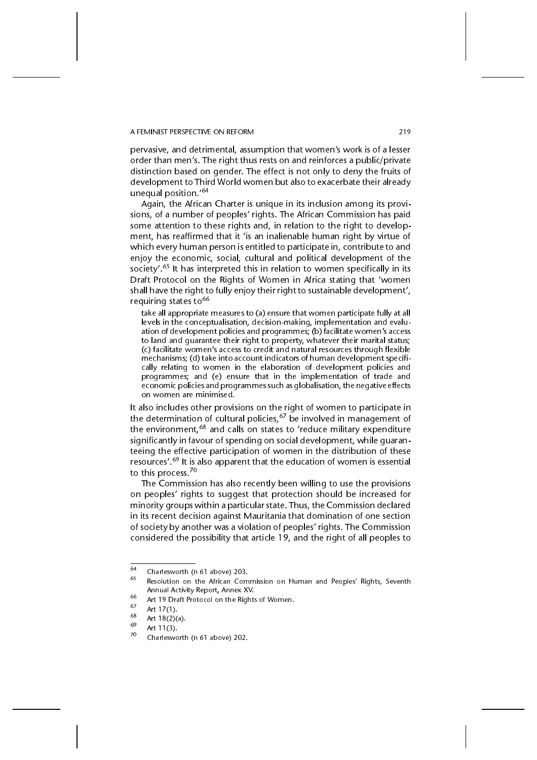pervasive, and detrimental, assumption that women's work is of a lesser order than men's. The right thus rests on and reinforces a public/private distinction based on gender. The effect is not only to deny the fruits of development to Third World women but also to exacerbate their already unequal position.'[64]

Again, the African Charter is unique in its inclusion among its provisions, of a number of peoples' rights. The African Commission has paid some attention to these rights and, in relation to the right to development, has reaffirmed that it 'is an inalienable human right by virtue of which every human person is entitled to participate in, contribute to and enjoy the economic, social, cultural and political development of the society'.[65] It has interpreted this in relation to women specifically in its Draft Protocol on the Rights of Women in Africa stating that 'women shall have the right to fully enjoy their right to sustainable development', requiring states to[66]

> take all appropriate measures to (a) ensure that women participate fully at all levels in the conceptualisation, decision-making, implementation and evaluation of development policies and programmes; (b) facilitate women's access to land and guarantee their right to property, whatever their marital status; (c) facilitate women's access to credit and natural resources through flexible mechanisms; (d) take into account indicators of human development specifically relating to women in the elaboration of development policies and programmes; and (e) ensure that in the implementation of trade and economic policies and programmes such as globalisation, the negative effects on women are minimised.

It also includes other provisions on the right of women to participate in the determination of cultural policies,[67] be involved in management of the environment,[68] and calls on states to 'reduce military expenditure significantly in favour of spending on social development, while guaranteeing the effective participation of women in the distribution of these resources'.[69] It is also apparent that the education of women is essential to this process.[70]

The Commission has also recently been willing to use the provisions on peoples' rights to suggest that protection should be increased for minority groups within a particular state. Thus, the Commission declared in its recent decision against Mauritania that domination of one section of society by another was a violation of peoples' rights. The Commission considered the possibility that article 19, and the right of all peoples to

---

[64] Charlesworth (n 61 above) 203.

[65] Resolution on the African Commission on Human and Peoples' Rights, Seventh Annual Activity Report, Annex XV.

[66] Art 19 Draft Protocol on the Rights of Women.

[67] Art 17(1).

[68] Art 18(2)(a).

[69] Art 11(3).

[70] Charlesworth (n 61 above) 202.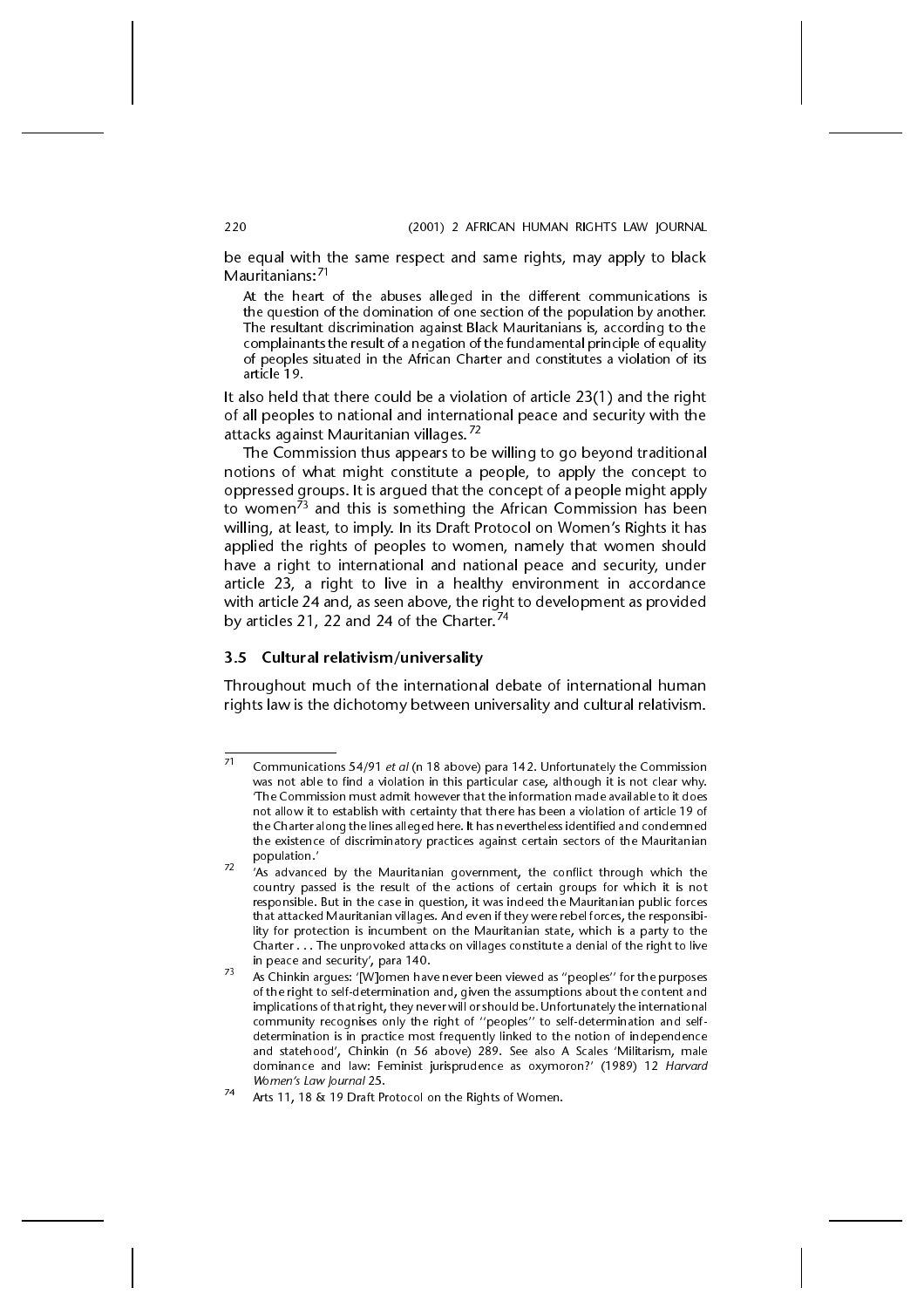be equal with the same respect and same rights, may apply to black Mauritanians:[71]

> At the heart of the abuses alleged in the different communications is the question of the domination of one section of the population by another. The resultant discrimination against Black Mauritanians is, according to the complainants the result of a negation of the fundamental principle of equality of peoples situated in the African Charter and constitutes a violation of its article 19.

It also held that there could be a violation of article 23(1) and the right of all peoples to national and international peace and security with the attacks against Mauritanian villages.[72]

The Commission thus appears to be willing to go beyond traditional notions of what might constitute a people, to apply the concept to oppressed groups. It is argued that the concept of a people might apply to women[73] and this is something the African Commission has been willing, at least, to imply. In its Draft Protocol on Women's Rights it has applied the rights of peoples to women, namely that women should have a right to international and national peace and security, under article 23, a right to live in a healthy environment in accordance with article 24 and, as seen above, the right to development as provided by articles 21, 22 and 24 of the Charter.[74]

### 3.5 Cultural relativism/universality

Throughout much of the international debate of international human rights law is the dichotomy between universality and cultural relativism.

---

[71] Communications 54/91 *et al* (n 18 above) para 142. Unfortunately the Commission was not able to find a violation in this particular case, although it is not clear why. 'The Commission must admit however that the information made available to it does not allow it to establish with certainty that there has been a violation of article 19 of the Charter along the lines alleged here. It has nevertheless identified and condemned the existence of discriminatory practices against certain sectors of the Mauritanian population.'

[72] 'As advanced by the Mauritanian government, the conflict through which the country passed is the result of the actions of certain groups for which it is not responsible. But in the case in question, it was indeed the Mauritanian public forces that attacked Mauritanian villages. And even if they were rebel forces, the responsibility for protection is incumbent on the Mauritanian state, which is a party to the Charter . . . The unprovoked attacks on villages constitute a denial of the right to live in peace and security', para 140.

[73] As Chinkin argues: '[W]omen have never been viewed as "peoples" for the purposes of the right to self-determination and, given the assumptions about the content and implications of that right, they never will or should be. Unfortunately the international community recognises only the right of "peoples" to self-determination and self-determination is in practice most frequently linked to the notion of independence and statehood', Chinkin (n 56 above) 289. See also A Scales 'Militarism, male dominance and law: Feminist jurisprudence as oxymoron?' (1989) 12 *Harvard Women's Law Journal* 25.

[74] Arts 11, 18 & 19 Draft Protocol on the Rights of Women.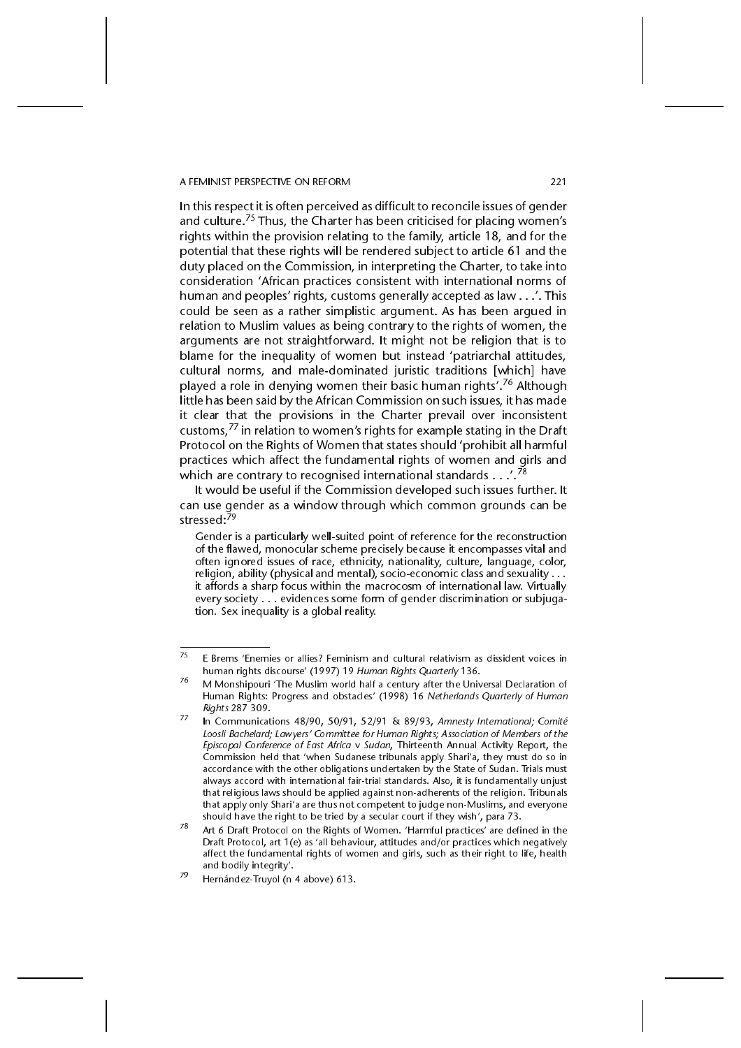In this respect it is often perceived as difficult to reconcile issues of gender and culture.[75] Thus, the Charter has been criticised for placing women's rights within the provision relating to the family, article 18, and for the potential that these rights will be rendered subject to article 61 and the duty placed on the Commission, in interpreting the Charter, to take into consideration 'African practices consistent with international norms of human and peoples' rights, customs generally accepted as law . . .'. This could be seen as a rather simplistic argument. As has been argued in relation to Muslim values as being contrary to the rights of women, the arguments are not straightforward. It might not be religion that is to blame for the inequality of women but instead 'patriarchal attitudes, cultural norms, and male-dominated juristic traditions [which] have played a role in denying women their basic human rights'.[76] Although little has been said by the African Commission on such issues, it has made it clear that the provisions in the Charter prevail over inconsistent customs,[77] in relation to women's rights for example stating in the Draft Protocol on the Rights of Women that states should 'prohibit all harmful practices which affect the fundamental rights of women and girls and which are contrary to recognised international standards . . .'.[78]

It would be useful if the Commission developed such issues further. It can use gender as a window through which common grounds can be stressed:[79]

> Gender is a particularly well-suited point of reference for the reconstruction of the flawed, monocular scheme precisely because it encompasses vital and often ignored issues of race, ethnicity, nationality, culture, language, color, religion, ability (physical and mental), socio-economic class and sexuality . . . it affords a sharp focus within the macrocosm of international law. Virtually every society . . . evidences some form of gender discrimination or subjugation. Sex inequality is a global reality.

---

[75] E Brems 'Enemies or allies? Feminism and cultural relativism as dissident voices in human rights discourse' (1997) 19 *Human Rights Quarterly* 136.

[76] M Monshipouri 'The Muslim world half a century after the Universal Declaration of Human Rights: Progress and obstacles' (1998) 16 *Netherlands Quarterly of Human Rights* 287 309.

[77] In Communications 48/90, 50/91, 52/91 & 89/93, *Amnesty International; Comité Loosli Bachelard; Lawyers' Committee for Human Rights; Association of Members of the Episcopal Conference of East Africa* v *Sudan*, Thirteenth Annual Activity Report, the Commission held that 'when Sudanese tribunals apply Shari'a, they must do so in accordance with the other obligations undertaken by the State of Sudan. Trials must always accord with international fair-trial standards. Also, it is fundamentally unjust that religious laws should be applied against non-adherents of the religion. Tribunals that apply only Shari'a are thus not competent to judge non-Muslims, and everyone should have the right to be tried by a secular court if they wish', para 73.

[78] Art 6 Draft Protocol on the Rights of Women. 'Harmful practices' are defined in the Draft Protocol, art 1(e) as 'all behaviour, attitudes and/or practices which negatively affect the fundamental rights of women and girls, such as their right to life, health and bodily integrity'.

[79] Hernández-Truyol (n 4 above) 613.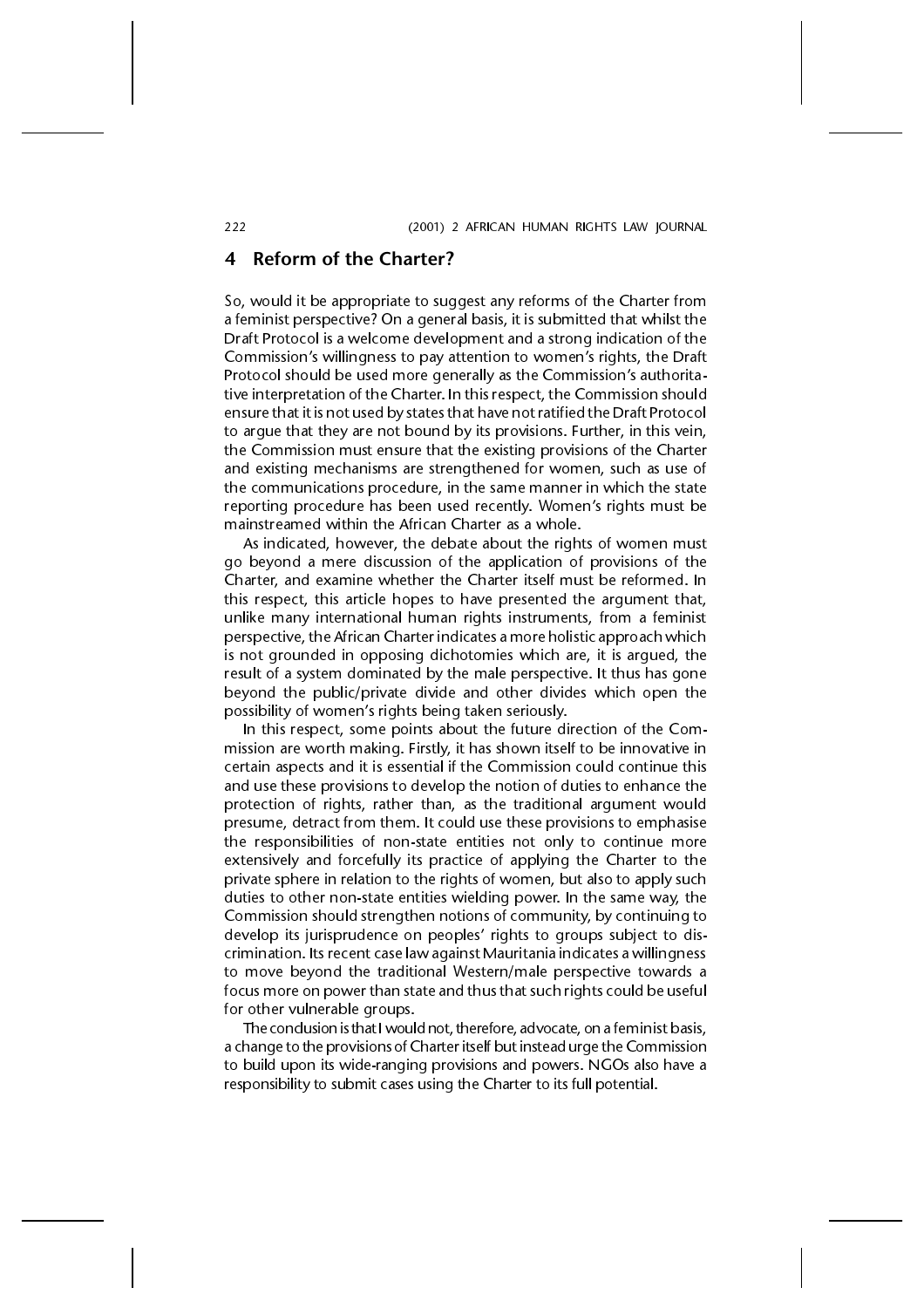## 4 Reform of the Charter?

So, would it be appropriate to suggest any reforms of the Charter from a feminist perspective? On a general basis, it is submitted that whilst the Draft Protocol is a welcome development and a strong indication of the Commission's willingness to pay attention to women's rights, the Draft Protocol should be used more generally as the Commission's authoritative interpretation of the Charter. In this respect, the Commission should ensure that it is not used by states that have not ratified the Draft Protocol to argue that they are not bound by its provisions. Further, in this vein, the Commission must ensure that the existing provisions of the Charter and existing mechanisms are strengthened for women, such as use of the communications procedure, in the same manner in which the state reporting procedure has been used recently. Women's rights must be mainstreamed within the African Charter as a whole.

As indicated, however, the debate about the rights of women must go beyond a mere discussion of the application of provisions of the Charter, and examine whether the Charter itself must be reformed. In this respect, this article hopes to have presented the argument that, unlike many international human rights instruments, from a feminist perspective, the African Charter indicates a more holistic approach which is not grounded in opposing dichotomies which are, it is argued, the result of a system dominated by the male perspective. It thus has gone beyond the public/private divide and other divides which open the possibility of women's rights being taken seriously.

In this respect, some points about the future direction of the Commission are worth making. Firstly, it has shown itself to be innovative in certain aspects and it is essential if the Commission could continue this and use these provisions to develop the notion of duties to enhance the protection of rights, rather than, as the traditional argument would presume, detract from them. It could use these provisions to emphasise the responsibilities of non-state entities not only to continue more extensively and forcefully its practice of applying the Charter to the private sphere in relation to the rights of women, but also to apply such duties to other non-state entities wielding power. In the same way, the Commission should strengthen notions of community, by continuing to develop its jurisprudence on peoples' rights to groups subject to discrimination. Its recent case law against Mauritania indicates a willingness to move beyond the traditional Western/male perspective towards a focus more on power than state and thus that such rights could be useful for other vulnerable groups.

The conclusion is that I would not, therefore, advocate, on a feminist basis, a change to the provisions of Charter itself but instead urge the Commission to build upon its wide-ranging provisions and powers. NGOs also have a responsibility to submit cases using the Charter to its full potential.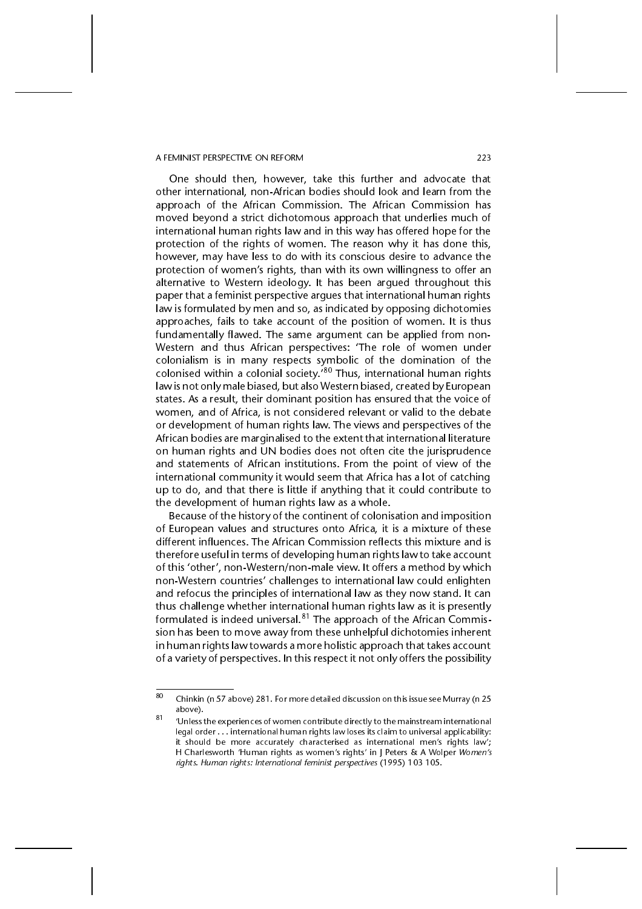One should then, however, take this further and advocate that other international, non-African bodies should look and learn from the approach of the African Commission. The African Commission has moved beyond a strict dichotomous approach that underlies much of international human rights law and in this way has offered hope for the protection of the rights of women. The reason why it has done this, however, may have less to do with its conscious desire to advance the protection of women's rights, than with its own willingness to offer an alternative to Western ideology. It has been argued throughout this paper that a feminist perspective argues that international human rights law is formulated by men and so, as indicated by opposing dichotomies approaches, fails to take account of the position of women. It is thus fundamentally flawed. The same argument can be applied from non-Western and thus African perspectives: 'The role of women under colonialism is in many respects symbolic of the domination of the colonised within a colonial society.'[80] Thus, international human rights law is not only male biased, but also Western biased, created by European states. As a result, their dominant position has ensured that the voice of women, and of Africa, is not considered relevant or valid to the debate or development of human rights law. The views and perspectives of the African bodies are marginalised to the extent that international literature on human rights and UN bodies does not often cite the jurisprudence and statements of African institutions. From the point of view of the international community it would seem that Africa has a lot of catching up to do, and that there is little if anything that it could contribute to the development of human rights law as a whole.

Because of the history of the continent of colonisation and imposition of European values and structures onto Africa, it is a mixture of these different influences. The African Commission reflects this mixture and is therefore useful in terms of developing human rights law to take account of this 'other', non-Western/non-male view. It offers a method by which non-Western countries' challenges to international law could enlighten and refocus the principles of international law as they now stand. It can thus challenge whether international human rights law as it is presently formulated is indeed universal.[81] The approach of the African Commission has been to move away from these unhelpful dichotomies inherent in human rights law towards a more holistic approach that takes account of a variety of perspectives. In this respect it not only offers the possibility

---

[80] Chinkin (n 57 above) 281. For more detailed discussion on this issue see Murray (n 25 above).

[81] 'Unless the experiences of women contribute directly to the mainstream international legal order . . . international human rights law loses its claim to universal applicability: it should be more accurately characterised as international men's rights law'; H Charlesworth 'Human rights as women's rights' in J Peters & A Wolper *Women's rights. Human rights: International feminist perspectives* (1995) 103 105.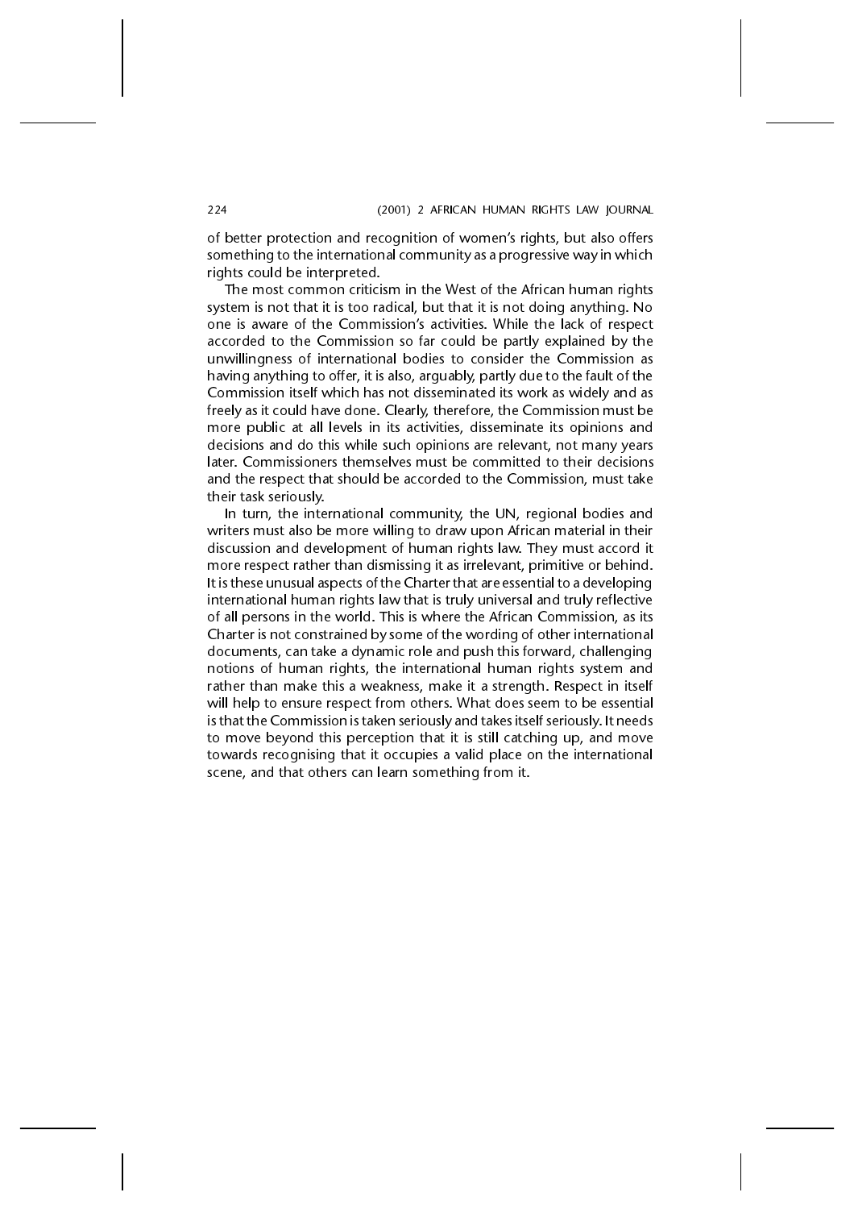of better protection and recognition of women's rights, but also offers something to the international community as a progressive way in which rights could be interpreted.

The most common criticism in the West of the African human rights system is not that it is too radical, but that it is not doing anything. No one is aware of the Commission's activities. While the lack of respect accorded to the Commission so far could be partly explained by the unwillingness of international bodies to consider the Commission as having anything to offer, it is also, arguably, partly due to the fault of the Commission itself which has not disseminated its work as widely and as freely as it could have done. Clearly, therefore, the Commission must be more public at all levels in its activities, disseminate its opinions and decisions and do this while such opinions are relevant, not many years later. Commissioners themselves must be committed to their decisions and the respect that should be accorded to the Commission, must take their task seriously.

In turn, the international community, the UN, regional bodies and writers must also be more willing to draw upon African material in their discussion and development of human rights law. They must accord it more respect rather than dismissing it as irrelevant, primitive or behind. It is these unusual aspects of the Charter that are essential to a developing international human rights law that is truly universal and truly reflective of all persons in the world. This is where the African Commission, as its Charter is not constrained by some of the wording of other international documents, can take a dynamic role and push this forward, challenging notions of human rights, the international human rights system and rather than make this a weakness, make it a strength. Respect in itself will help to ensure respect from others. What does seem to be essential is that the Commission is taken seriously and takes itself seriously. It needs to move beyond this perception that it is still catching up, and move towards recognising that it occupies a valid place on the international scene, and that others can learn something from it.